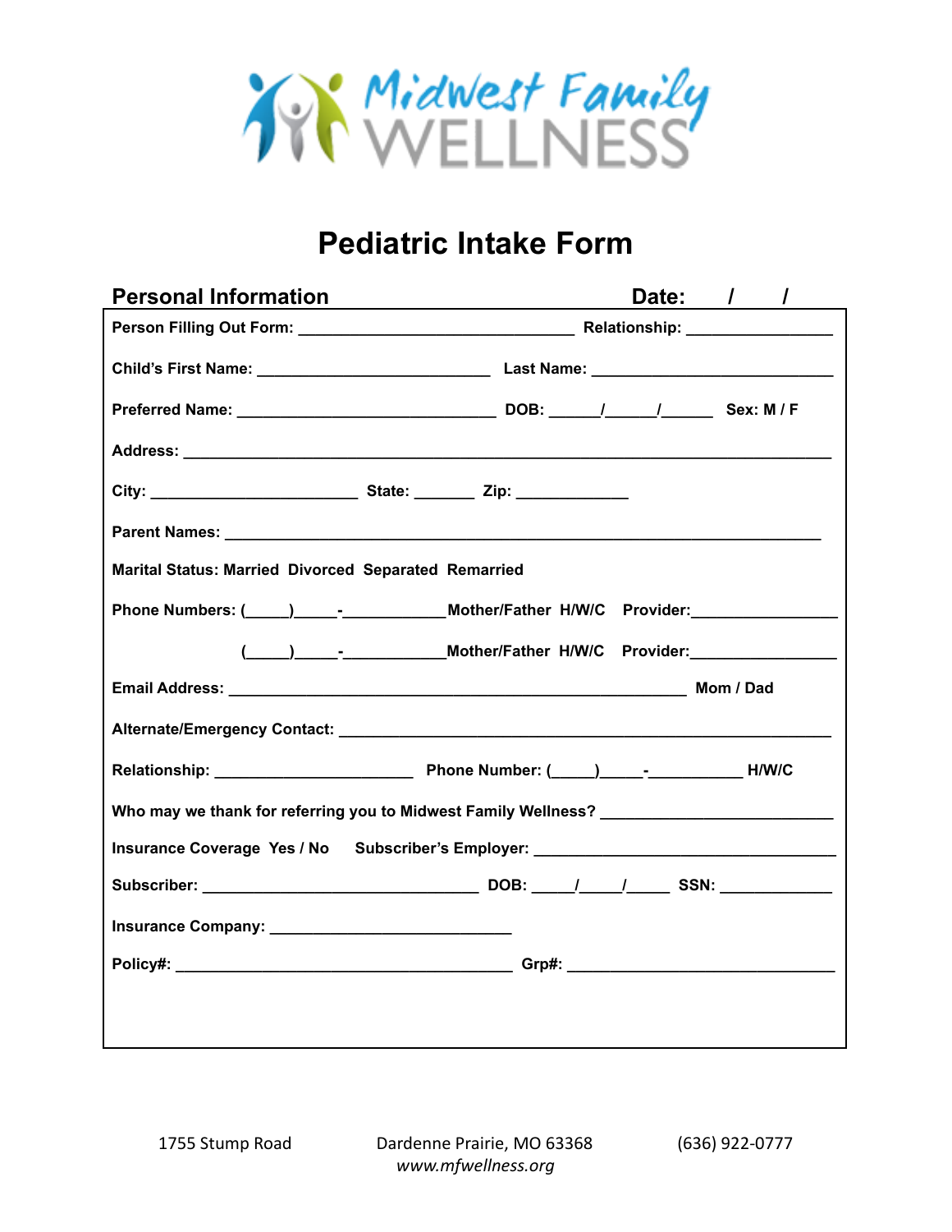Midwest Family WELLNESS

# Pediatric Intake Form

## Personal Information

**Date: / /**

**Person Filling Out Form:** _______________________________ **Relationship:** ________________

**Child's First Name:** __________________________ **Last Name:** ___________________________

**Preferred Name:** _____________________________ **DOB:** ______/______/______ **Sex: M / F**

**Address:** ________________________________________________________________________

**City:** ________________________ **State:** _______ **Zip:** _____________

**Parent Names:** ____________________________________________________________________

**Marital Status: Married Divorced Separated Remarried**

**Phone Numbers:** (_____)_____-___________ **Mother/Father H/W/C Provider:**________________

(_____)_____-___________ **Mother/Father H/W/C Provider:**________________

**Email Address:** ___________________________________________________ **Mom / Dad**

**Alternate/Emergency Contact:** ______________________________________________________

**Relationship:** ______________________ **Phone Number:** (_____)_____-___________ **H/W/C**

**Who may we thank for referring you to Midwest Family Wellness?** _________________________

**Insurance Coverage Yes / No** **Subscriber's Employer:** ___________________________________

**Subscriber:** _______________________________ **DOB:** _____/_____/_____ **SSN:** _____________

**Insurance Company:** ___________________________

**Policy#:** ______________________________________ **Grp#:** ______________________________

1755 Stump Road Dardenne Prairie, MO 63368 (636) 922-0777
*www.mfwellness.org*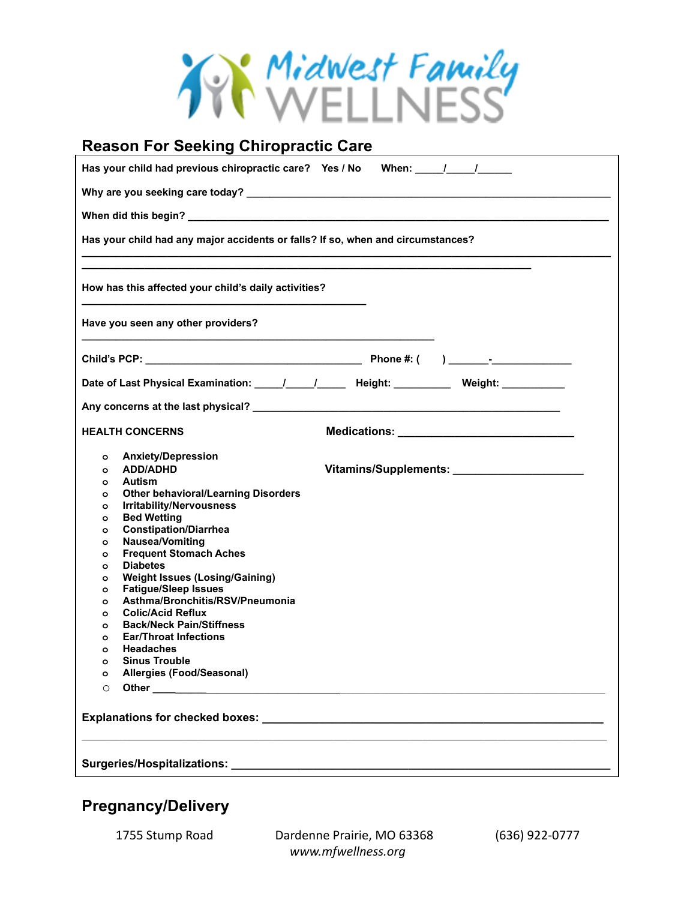Midwest Family WELLNESS

## Reason For Seeking Chiropractic Care

**Has your child had previous chiropractic care?** Yes / No **When:** _____/_____/______

**Why are you seeking care today?** ______________________________________________________________

**When did this begin?** ______________________________________________________________________

**Has your child had any major accidents or falls? If so, when and circumstances?**

______________________________________________________________________________________

______________________________________________________________________________

**How has this affected your child's daily activities?**

__________________________________________________

**Have you seen any other providers?**

______________________________________________________________

**Child's PCP:** ______________________________________ **Phone #:** (     ) _______-_____________

**Date of Last Physical Examination:** _____/_____/_____ **Height:** __________ **Weight:** ___________

**Any concerns at the last physical?** ______________________________________________________

**HEALTH CONCERNS**

- Anxiety/Depression
- ADD/ADHD
- Autism
- Other behavioral/Learning Disorders
- Irritability/Nervousness
- Bed Wetting
- Constipation/Diarrhea
- Nausea/Vomiting
- Frequent Stomach Aches
- Diabetes
- Weight Issues (Losing/Gaining)
- Fatigue/Sleep Issues
- Asthma/Bronchitis/RSV/Pneumonia
- Colic/Acid Reflux
- Back/Neck Pain/Stiffness
- Ear/Throat Infections
- Headaches
- Sinus Trouble
- Allergies (Food/Seasonal)
- Other ______________________________________________________________________________

**Medications:** ______________________________

**Vitamins/Supplements:** ______________________

**Explanations for checked boxes:** ______________________________________________________

______________________________________________________________________________________

**Surgeries/Hospitalizations:** __________________________________________________________

## Pregnancy/Delivery

1755 Stump Road    Dardenne Prairie, MO 63368    (636) 922-0777

*www.mfwellness.org*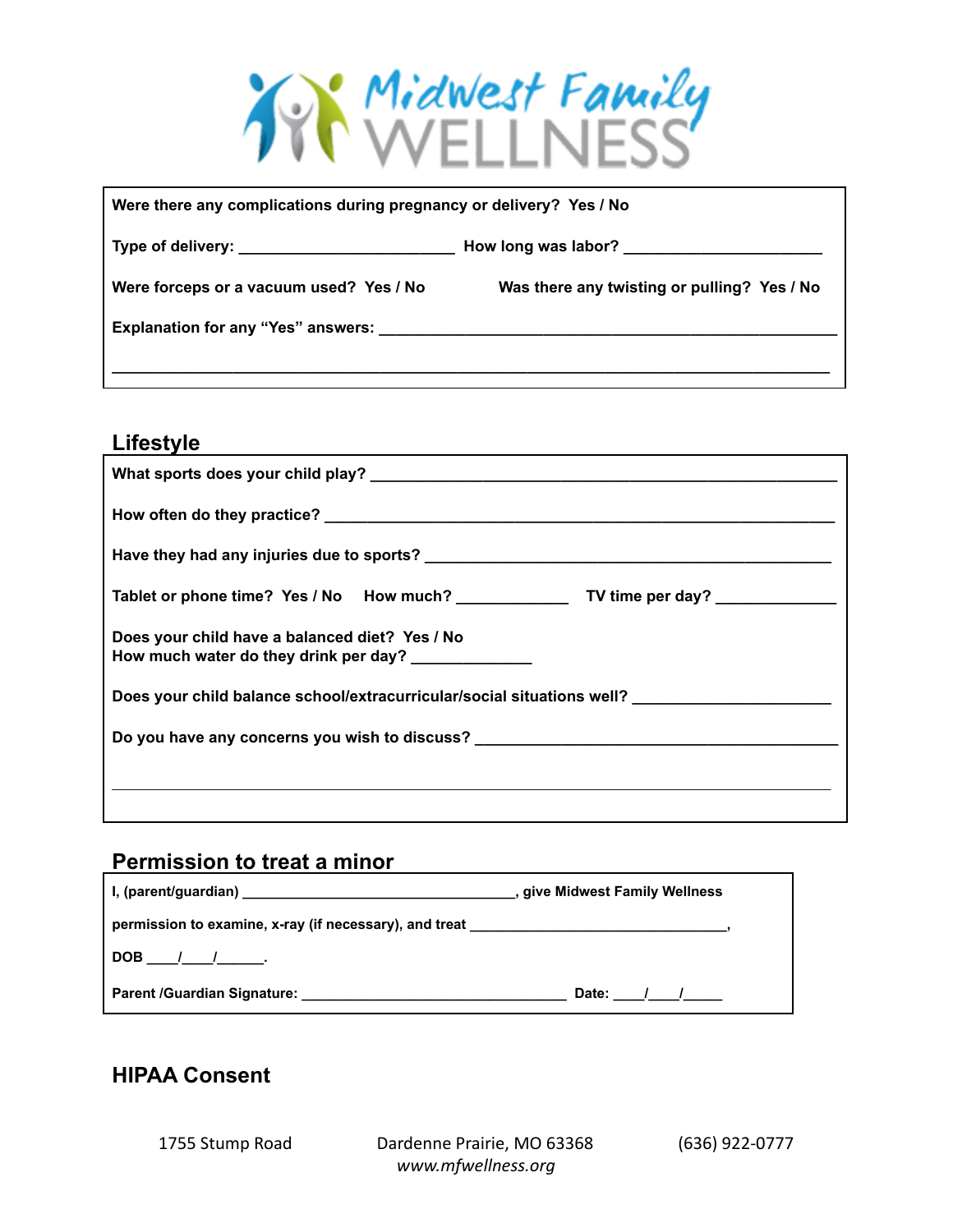Midwest Family WELLNESS

Were there any complications during pregnancy or delivery? Yes / No

Type of delivery: ________________________ How long was labor? ______________________

Were forceps or a vacuum used? Yes / No Was there any twisting or pulling? Yes / No

Explanation for any "Yes" answers: ____________________________________________________

_____________________________________________________________________________________

## Lifestyle

What sports does your child play? ______________________________________________________

How often do they practice? __________________________________________________________

Have they had any injuries due to sports? ______________________________________________

Tablet or phone time? Yes / No How much? _____________ TV time per day? _____________

Does your child have a balanced diet? Yes / No
How much water do they drink per day? _____________

Does your child balance school/extracurricular/social situations well? _____________________

Do you have any concerns you wish to discuss? _________________________________________

_____________________________________________________________________________________

## Permission to treat a minor

I, (parent/guardian) _________________________________, give Midwest Family Wellness

permission to examine, x-ray (if necessary), and treat _______________________________,

DOB ____/____/______.

Parent /Guardian Signature: _______________________________ Date: ____/____/_____

## HIPAA Consent

1755 Stump Road Dardenne Prairie, MO 63368 (636) 922-0777
*www.mfwellness.org*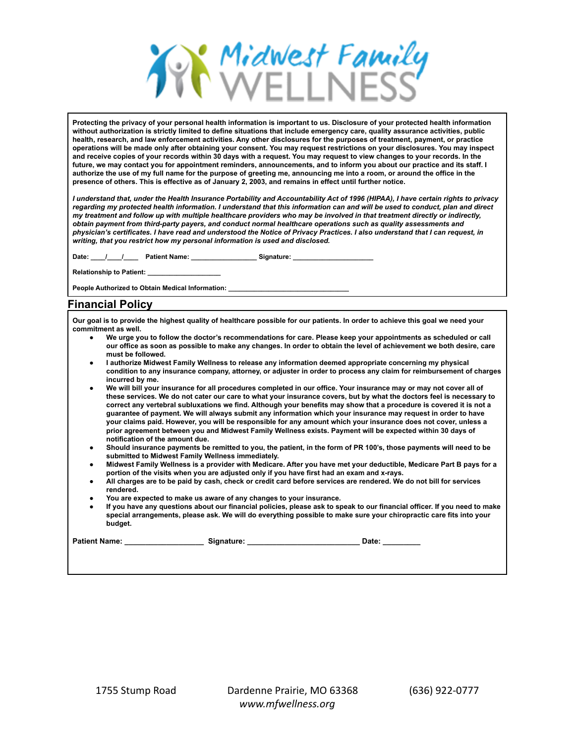Midwest Family WELLNESS

**Protecting the privacy of your personal health information is important to us. Disclosure of your protected health information without authorization is strictly limited to define situations that include emergency care, quality assurance activities, public health, research, and law enforcement activities. Any other disclosures for the purposes of treatment, payment, or practice operations will be made only after obtaining your consent. You may request restrictions on your disclosures. You may inspect and receive copies of your records within 30 days with a request. You may request to view changes to your records. In the future, we may contact you for appointment reminders, announcements, and to inform you about our practice and its staff. I authorize the use of my full name for the purpose of greeting me, announcing me into a room, or around the office in the presence of others. This is effective as of January 2, 2003, and remains in effect until further notice.**

***I understand that, under the Health Insurance Portability and Accountability Act of 1996 (HIPAA), I have certain rights to privacy regarding my protected health information. I understand that this information can and will be used to conduct, plan and direct my treatment and follow up with multiple healthcare providers who may be involved in that treatment directly or indirectly, obtain payment from third-party payers, and conduct normal healthcare operations such as quality assessments and physician's certificates. I have read and understood the Notice of Privacy Practices. I also understand that I can request, in writing, that you restrict how my personal information is used and disclosed.***

**Date:** ____/____/____ **Patient Name:** _________________ **Signature:** _____________________

**Relationship to Patient:** ___________________

**People Authorized to Obtain Medical Information:** _______________________________

## Financial Policy

**Our goal is to provide the highest quality of healthcare possible for our patients. In order to achieve this goal we need your commitment as well.**

- **We urge you to follow the doctor's recommendations for care. Please keep your appointments as scheduled or call our office as soon as possible to make any changes. In order to obtain the level of achievement we both desire, care must be followed.**
- **I authorize Midwest Family Wellness to release any information deemed appropriate concerning my physical condition to any insurance company, attorney, or adjuster in order to process any claim for reimbursement of charges incurred by me.**
- **We will bill your insurance for all procedures completed in our office. Your insurance may or may not cover all of these services. We do not cater our care to what your insurance covers, but by what the doctors feel is necessary to correct any vertebral subluxations we find. Although your benefits may show that a procedure is covered it is not a guarantee of payment. We will always submit any information which your insurance may request in order to have your claims paid. However, you will be responsible for any amount which your insurance does not cover, unless a prior agreement between you and Midwest Family Wellness exists. Payment will be expected within 30 days of notification of the amount due.**
- **Should insurance payments be remitted to you, the patient, in the form of PR 100's, those payments will need to be submitted to Midwest Family Wellness immediately.**
- **Midwest Family Wellness is a provider with Medicare. After you have met your deductible, Medicare Part B pays for a portion of the visits when you are adjusted only if you have first had an exam and x-rays.**
- **All charges are to be paid by cash, check or credit card before services are rendered. We do not bill for services rendered.**
- **You are expected to make us aware of any changes to your insurance.**
- **If you have any questions about our financial policies, please ask to speak to our financial officer. If you need to make special arrangements, please ask. We will do everything possible to make sure your chiropractic care fits into your budget.**

**Patient Name:** ___________________ **Signature:** __________________________ **Date:** _________

1755 Stump Road Dardenne Prairie, MO 63368 (636) 922-0777
*www.mfwellness.org*